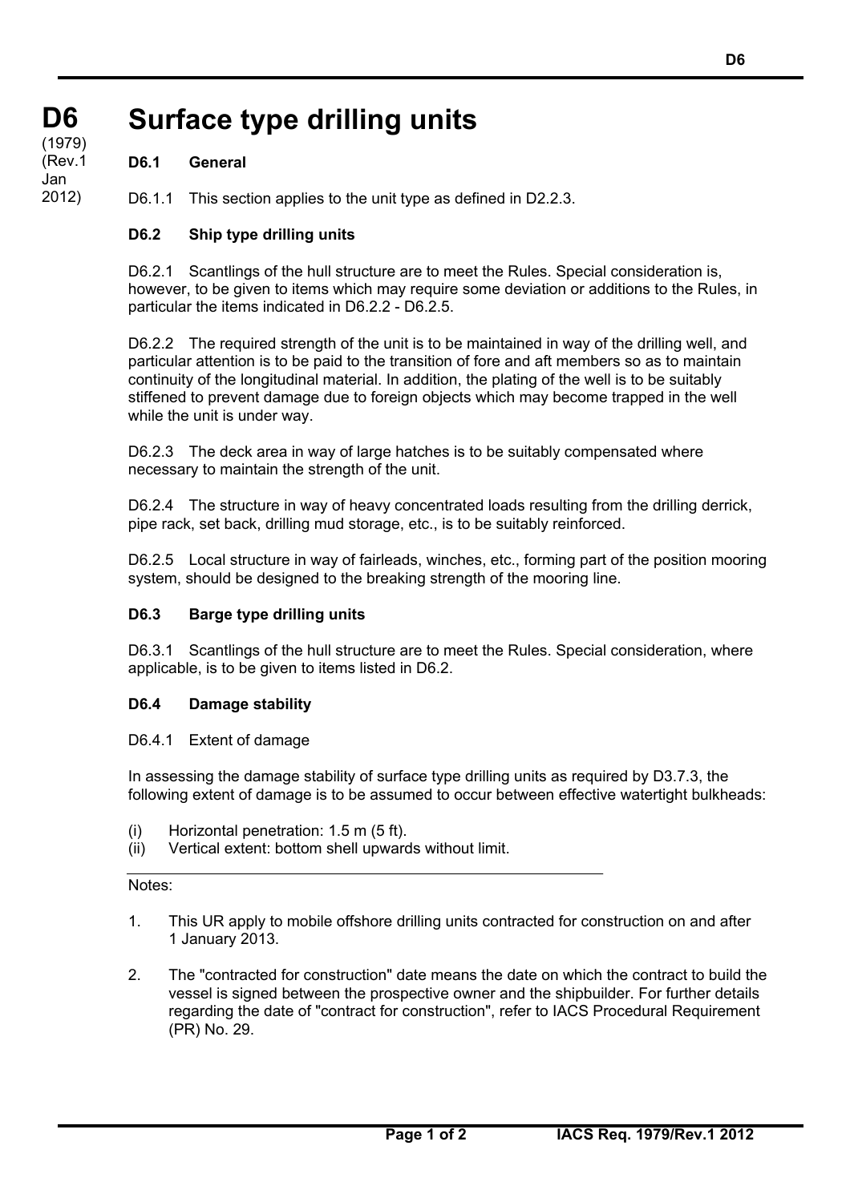# D6 Surface type drilling units

(1979) (Rev.1 Jan 2012)

### D6.1 General

D6.1.1 This section applies to the unit type as defined in D2.2.3.

### D6.2 Ship type drilling units

D6.2.1 Scantlings of the hull structure are to meet the Rules. Special consideration is, however, to be given to items which may require some deviation or additions to the Rules, in particular the items indicated in D6.2.2 - D6.2.5.

D6.2.2 The required strength of the unit is to be maintained in way of the drilling well, and particular attention is to be paid to the transition of fore and aft members so as to maintain continuity of the longitudinal material. In addition, the plating of the well is to be suitably stiffened to prevent damage due to foreign objects which may become trapped in the well while the unit is under way.

D6.2.3 The deck area in way of large hatches is to be suitably compensated where necessary to maintain the strength of the unit.

D6.2.4 The structure in way of heavy concentrated loads resulting from the drilling derrick, pipe rack, set back, drilling mud storage, etc., is to be suitably reinforced.

D6.2.5 Local structure in way of fairleads, winches, etc., forming part of the position mooring system, should be designed to the breaking strength of the mooring line.

### D6.3 Barge type drilling units

D6.3.1 Scantlings of the hull structure are to meet the Rules. Special consideration, where applicable, is to be given to items listed in D6.2.

### D6.4 Damage stability

D6.4.1 Extent of damage

In assessing the damage stability of surface type drilling units as required by D3.7.3, the following extent of damage is to be assumed to occur between effective watertight bulkheads:

(i) Horizontal penetration: 1.5 m (5 ft).
(ii) Vertical extent: bottom shell upwards without limit.

---

Notes:

1. This UR apply to mobile offshore drilling units contracted for construction on and after 1 January 2013.

2. The "contracted for construction" date means the date on which the contract to build the vessel is signed between the prospective owner and the shipbuilder. For further details regarding the date of "contract for construction", refer to IACS Procedural Requirement (PR) No. 29.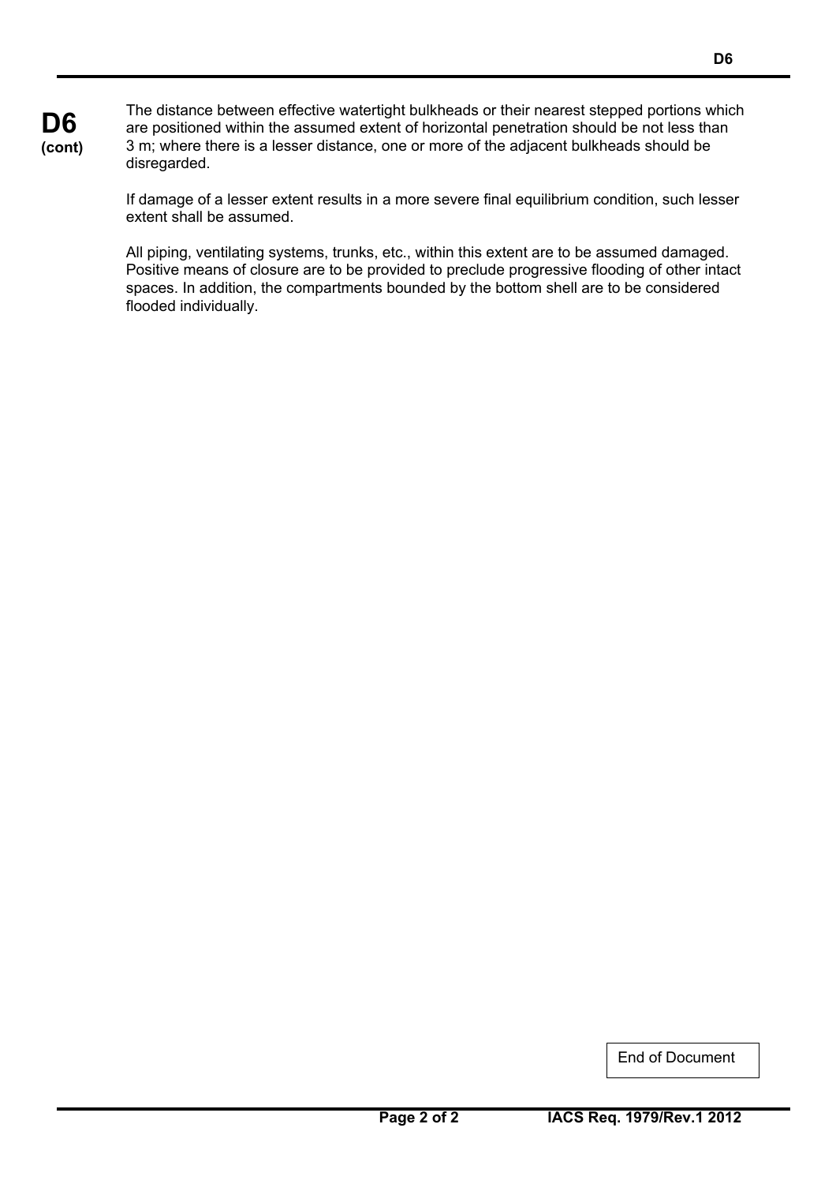**D6 (cont)**

The distance between effective watertight bulkheads or their nearest stepped portions which are positioned within the assumed extent of horizontal penetration should be not less than 3 m; where there is a lesser distance, one or more of the adjacent bulkheads should be disregarded.

If damage of a lesser extent results in a more severe final equilibrium condition, such lesser extent shall be assumed.

All piping, ventilating systems, trunks, etc., within this extent are to be assumed damaged. Positive means of closure are to be provided to preclude progressive flooding of other intact spaces. In addition, the compartments bounded by the bottom shell are to be considered flooded individually.

End of Document